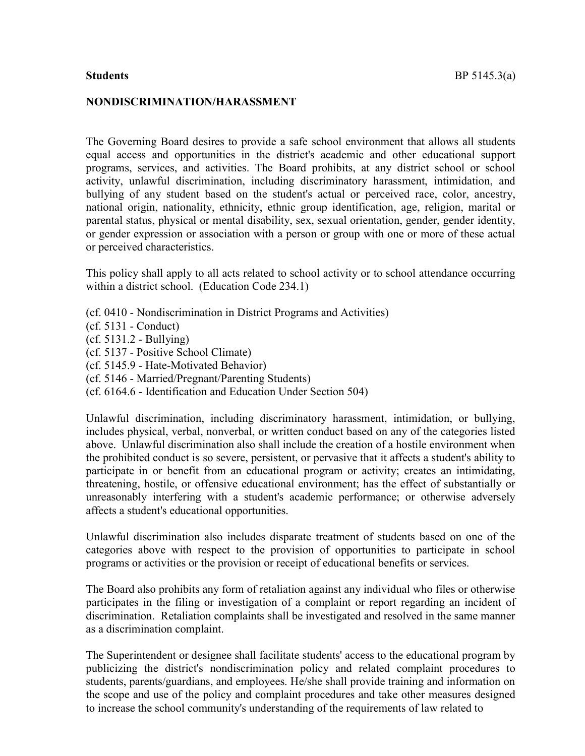**Students** BP 5145.3(a)

**NONDISCRIMINATION/HARASSMENT**

The Governing Board desires to provide a safe school environment that allows all students equal access and opportunities in the district's academic and other educational support programs, services, and activities. The Board prohibits, at any district school or school activity, unlawful discrimination, including discriminatory harassment, intimidation, and bullying of any student based on the student's actual or perceived race, color, ancestry, national origin, nationality, ethnicity, ethnic group identification, age, religion, marital or parental status, physical or mental disability, sex, sexual orientation, gender, gender identity, or gender expression or association with a person or group with one or more of these actual or perceived characteristics.

This policy shall apply to all acts related to school activity or to school attendance occurring within a district school. (Education Code 234.1)

(cf. 0410 - Nondiscrimination in District Programs and Activities)
(cf. 5131 - Conduct)
(cf. 5131.2 - Bullying)
(cf. 5137 - Positive School Climate)
(cf. 5145.9 - Hate-Motivated Behavior)
(cf. 5146 - Married/Pregnant/Parenting Students)
(cf. 6164.6 - Identification and Education Under Section 504)

Unlawful discrimination, including discriminatory harassment, intimidation, or bullying, includes physical, verbal, nonverbal, or written conduct based on any of the categories listed above. Unlawful discrimination also shall include the creation of a hostile environment when the prohibited conduct is so severe, persistent, or pervasive that it affects a student's ability to participate in or benefit from an educational program or activity; creates an intimidating, threatening, hostile, or offensive educational environment; has the effect of substantially or unreasonably interfering with a student's academic performance; or otherwise adversely affects a student's educational opportunities.

Unlawful discrimination also includes disparate treatment of students based on one of the categories above with respect to the provision of opportunities to participate in school programs or activities or the provision or receipt of educational benefits or services.

The Board also prohibits any form of retaliation against any individual who files or otherwise participates in the filing or investigation of a complaint or report regarding an incident of discrimination. Retaliation complaints shall be investigated and resolved in the same manner as a discrimination complaint.

The Superintendent or designee shall facilitate students' access to the educational program by publicizing the district's nondiscrimination policy and related complaint procedures to students, parents/guardians, and employees. He/she shall provide training and information on the scope and use of the policy and complaint procedures and take other measures designed to increase the school community's understanding of the requirements of law related to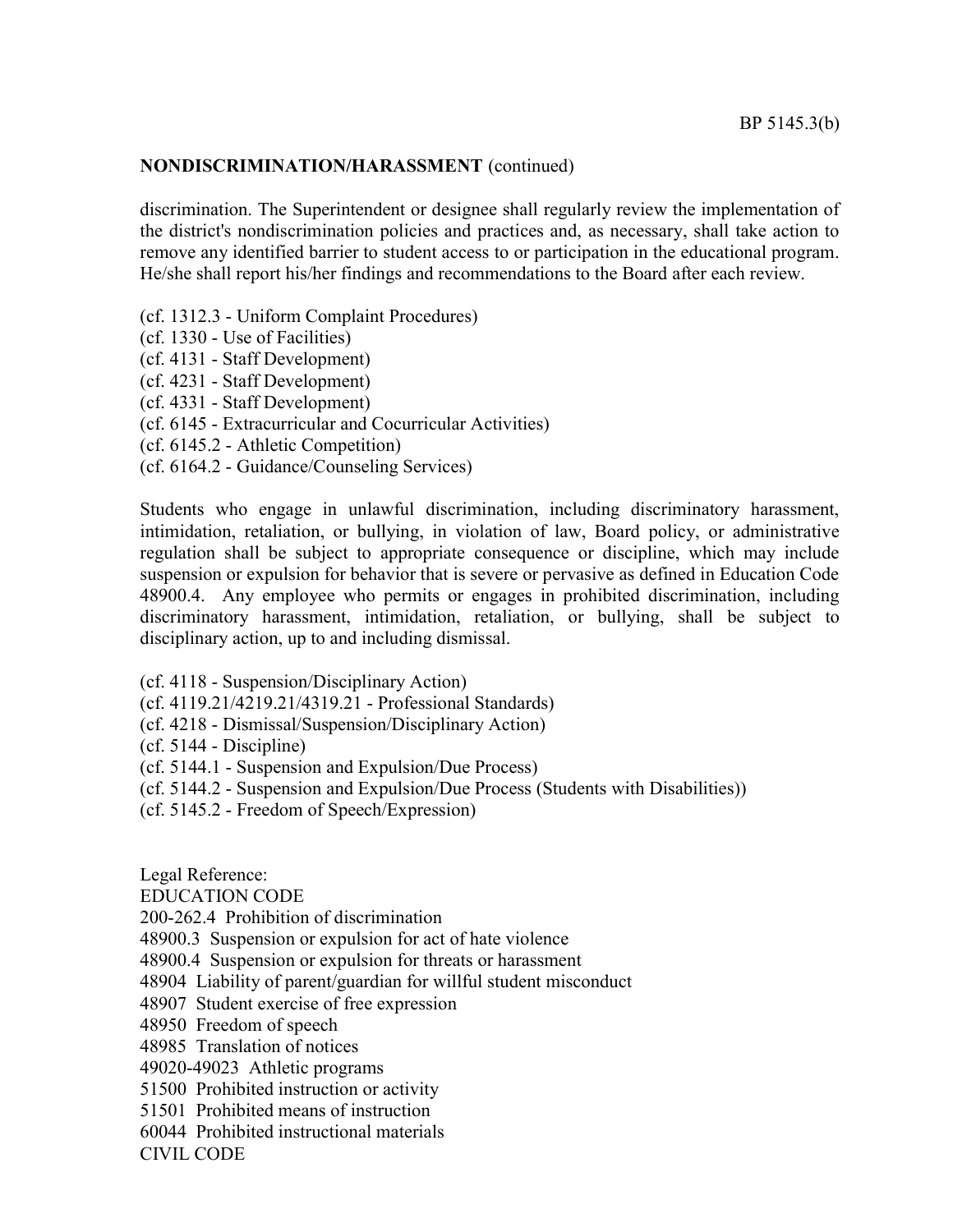**NONDISCRIMINATION/HARASSMENT** (continued)

discrimination. The Superintendent or designee shall regularly review the implementation of the district's nondiscrimination policies and practices and, as necessary, shall take action to remove any identified barrier to student access to or participation in the educational program. He/she shall report his/her findings and recommendations to the Board after each review.

(cf. 1312.3 - Uniform Complaint Procedures)
(cf. 1330 - Use of Facilities)
(cf. 4131 - Staff Development)
(cf. 4231 - Staff Development)
(cf. 4331 - Staff Development)
(cf. 6145 - Extracurricular and Cocurricular Activities)
(cf. 6145.2 - Athletic Competition)
(cf. 6164.2 - Guidance/Counseling Services)

Students who engage in unlawful discrimination, including discriminatory harassment, intimidation, retaliation, or bullying, in violation of law, Board policy, or administrative regulation shall be subject to appropriate consequence or discipline, which may include suspension or expulsion for behavior that is severe or pervasive as defined in Education Code 48900.4. Any employee who permits or engages in prohibited discrimination, including discriminatory harassment, intimidation, retaliation, or bullying, shall be subject to disciplinary action, up to and including dismissal.

(cf. 4118 - Suspension/Disciplinary Action)
(cf. 4119.21/4219.21/4319.21 - Professional Standards)
(cf. 4218 - Dismissal/Suspension/Disciplinary Action)
(cf. 5144 - Discipline)
(cf. 5144.1 - Suspension and Expulsion/Due Process)
(cf. 5144.2 - Suspension and Expulsion/Due Process (Students with Disabilities))
(cf. 5145.2 - Freedom of Speech/Expression)

Legal Reference:
EDUCATION CODE
200-262.4 Prohibition of discrimination
48900.3 Suspension or expulsion for act of hate violence
48900.4 Suspension or expulsion for threats or harassment
48904 Liability of parent/guardian for willful student misconduct
48907 Student exercise of free expression
48950 Freedom of speech
48985 Translation of notices
49020-49023 Athletic programs
51500 Prohibited instruction or activity
51501 Prohibited means of instruction
60044 Prohibited instructional materials
CIVIL CODE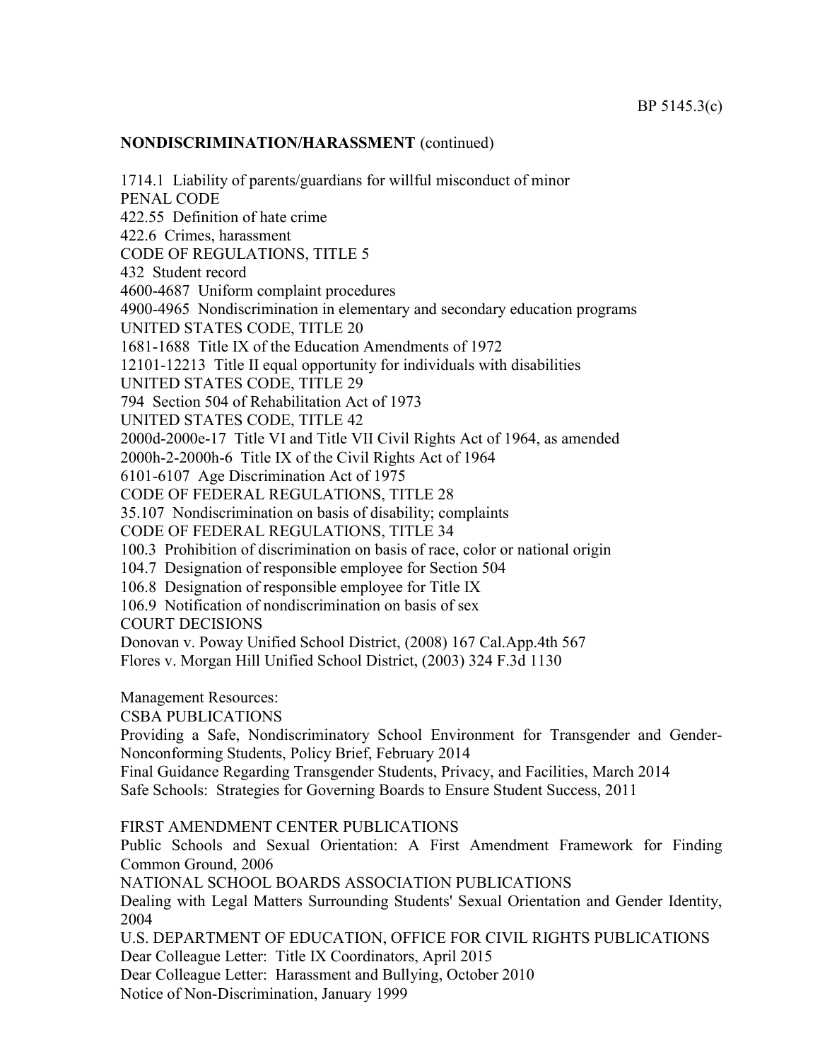**NONDISCRIMINATION/HARASSMENT** (continued)

1714.1 Liability of parents/guardians for willful misconduct of minor
PENAL CODE
422.55 Definition of hate crime
422.6 Crimes, harassment
CODE OF REGULATIONS, TITLE 5
432 Student record
4600-4687 Uniform complaint procedures
4900-4965 Nondiscrimination in elementary and secondary education programs
UNITED STATES CODE, TITLE 20
1681-1688 Title IX of the Education Amendments of 1972
12101-12213 Title II equal opportunity for individuals with disabilities
UNITED STATES CODE, TITLE 29
794 Section 504 of Rehabilitation Act of 1973
UNITED STATES CODE, TITLE 42
2000d-2000e-17 Title VI and Title VII Civil Rights Act of 1964, as amended
2000h-2-2000h-6 Title IX of the Civil Rights Act of 1964
6101-6107 Age Discrimination Act of 1975
CODE OF FEDERAL REGULATIONS, TITLE 28
35.107 Nondiscrimination on basis of disability; complaints
CODE OF FEDERAL REGULATIONS, TITLE 34
100.3 Prohibition of discrimination on basis of race, color or national origin
104.7 Designation of responsible employee for Section 504
106.8 Designation of responsible employee for Title IX
106.9 Notification of nondiscrimination on basis of sex
COURT DECISIONS
Donovan v. Poway Unified School District, (2008) 167 Cal.App.4th 567
Flores v. Morgan Hill Unified School District, (2003) 324 F.3d 1130

Management Resources:
CSBA PUBLICATIONS
Providing a Safe, Nondiscriminatory School Environment for Transgender and Gender-Nonconforming Students, Policy Brief, February 2014
Final Guidance Regarding Transgender Students, Privacy, and Facilities, March 2014
Safe Schools: Strategies for Governing Boards to Ensure Student Success, 2011

FIRST AMENDMENT CENTER PUBLICATIONS
Public Schools and Sexual Orientation: A First Amendment Framework for Finding Common Ground, 2006
NATIONAL SCHOOL BOARDS ASSOCIATION PUBLICATIONS
Dealing with Legal Matters Surrounding Students' Sexual Orientation and Gender Identity, 2004
U.S. DEPARTMENT OF EDUCATION, OFFICE FOR CIVIL RIGHTS PUBLICATIONS
Dear Colleague Letter: Title IX Coordinators, April 2015
Dear Colleague Letter: Harassment and Bullying, October 2010
Notice of Non-Discrimination, January 1999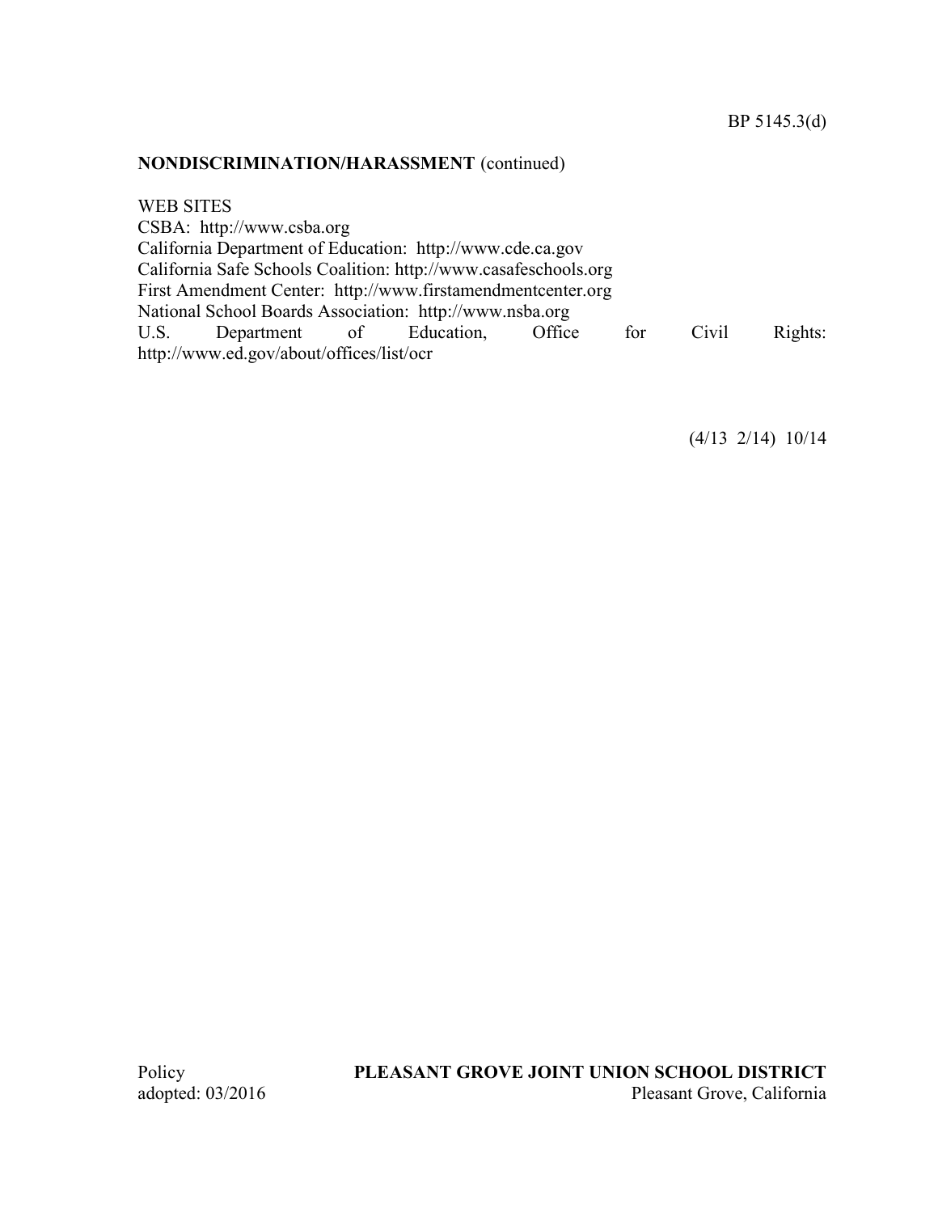**NONDISCRIMINATION/HARASSMENT** (continued)

WEB SITES
CSBA: http://www.csba.org
California Department of Education: http://www.cde.ca.gov
California Safe Schools Coalition: http://www.casafeschools.org
First Amendment Center: http://www.firstamendmentcenter.org
National School Boards Association: http://www.nsba.org
U.S. Department of Education, Office for Civil Rights: http://www.ed.gov/about/offices/list/ocr

(4/13 2/14) 10/14

Policy
adopted: 03/2016

**PLEASANT GROVE JOINT UNION SCHOOL DISTRICT**
Pleasant Grove, California